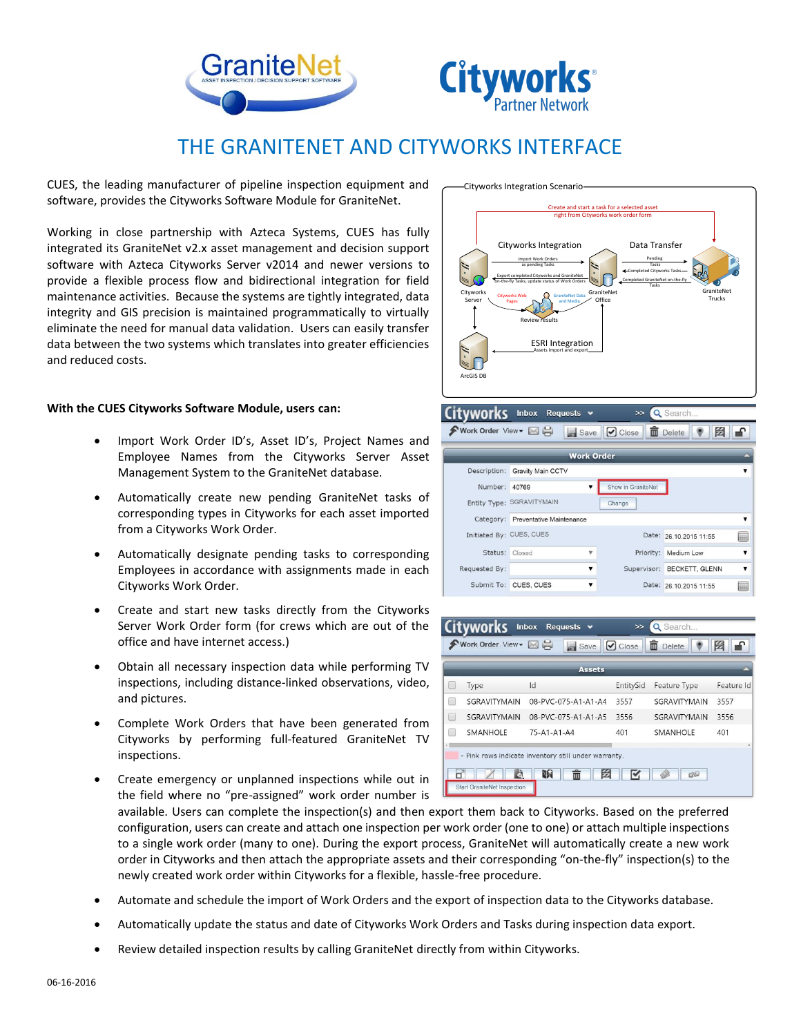# THE GRANITENET AND CITYWORKS INTERFACE

CUES, the leading manufacturer of pipeline inspection equipment and software, provides the Cityworks Software Module for GraniteNet.

Working in close partnership with Azteca Systems, CUES has fully integrated its GraniteNet v2.x asset management and decision support software with Azteca Cityworks Server v2014 and newer versions to provide a flexible process flow and bidirectional integration for field maintenance activities. Because the systems are tightly integrated, data integrity and GIS precision is maintained programmatically to virtually eliminate the need for manual data validation. Users can easily transfer data between the two systems which translates into greater efficiencies and reduced costs.

**With the CUES Cityworks Software Module, users can:**

- Import Work Order ID's, Asset ID's, Project Names and Employee Names from the Cityworks Server Asset Management System to the GraniteNet database.
- Automatically create new pending GraniteNet tasks of corresponding types in Cityworks for each asset imported from a Cityworks Work Order.
- Automatically designate pending tasks to corresponding Employees in accordance with assignments made in each Cityworks Work Order.
- Create and start new tasks directly from the Cityworks Server Work Order form (for crews which are out of the office and have internet access.)
- Obtain all necessary inspection data while performing TV inspections, including distance-linked observations, video, and pictures.
- Complete Work Orders that have been generated from Cityworks by performing full-featured GraniteNet TV inspections.
- Create emergency or unplanned inspections while out in the field where no "pre-assigned" work order number is available. Users can complete the inspection(s) and then export them back to Cityworks. Based on the preferred configuration, users can create and attach one inspection per work order (one to one) or attach multiple inspections to a single work order (many to one). During the export process, GraniteNet will automatically create a new work order in Cityworks and then attach the appropriate assets and their corresponding "on-the-fly" inspection(s) to the newly created work order within Cityworks for a flexible, hassle-free procedure.
- Automate and schedule the import of Work Orders and the export of inspection data to the Cityworks database.
- Automatically update the status and date of Cityworks Work Orders and Tasks during inspection data export.
- Review detailed inspection results by calling GraniteNet directly from within Cityworks.

06-16-2016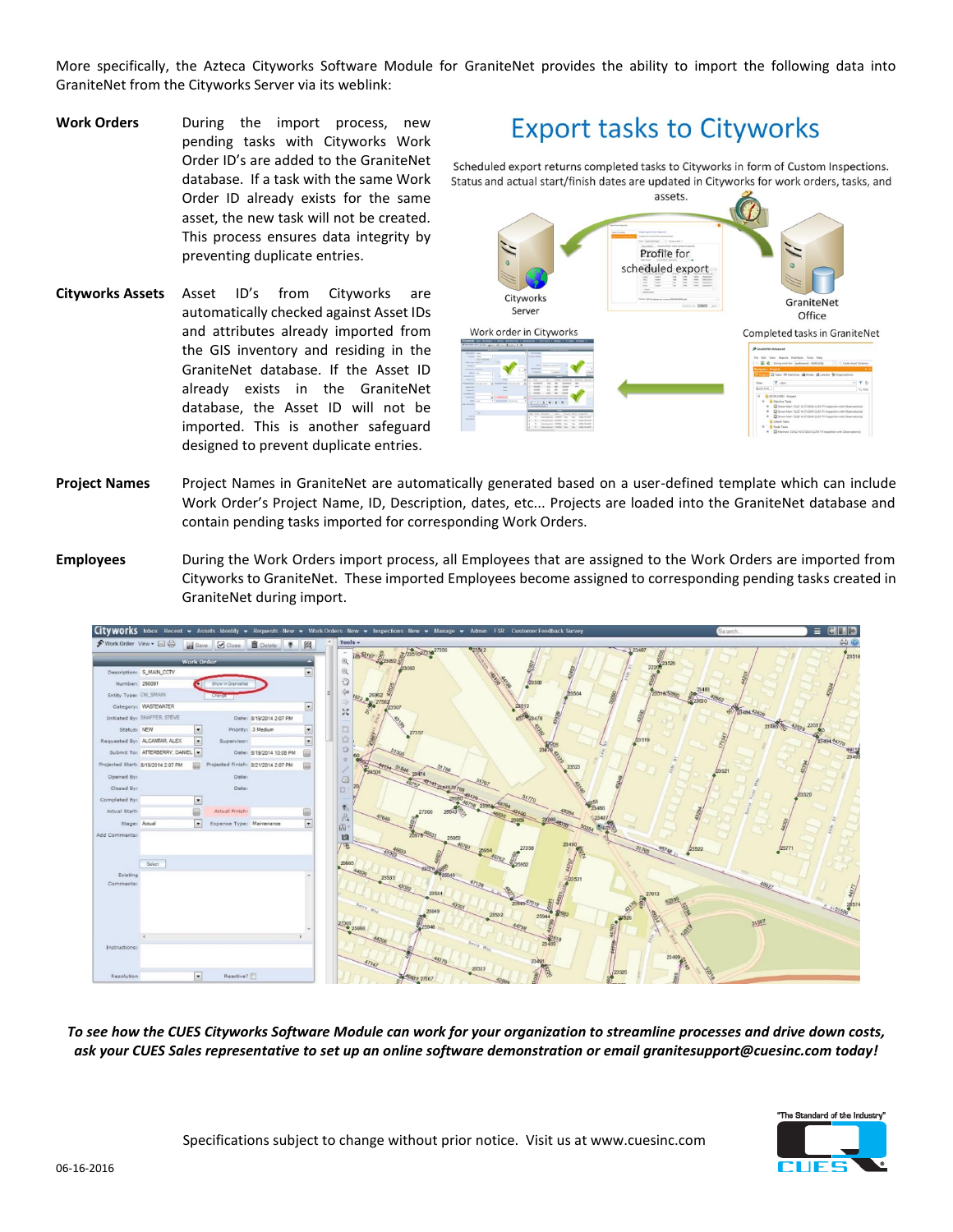More specifically, the Azteca Cityworks Software Module for GraniteNet provides the ability to import the following data into GraniteNet from the Cityworks Server via its weblink:

**Work Orders** During the import process, new pending tasks with Cityworks Work Order ID's are added to the GraniteNet database. If a task with the same Work Order ID already exists for the same asset, the new task will not be created. This process ensures data integrity by preventing duplicate entries.

**Cityworks Assets** Asset ID's from Cityworks are automatically checked against Asset IDs and attributes already imported from the GIS inventory and residing in the GraniteNet database. If the Asset ID already exists in the GraniteNet database, the Asset ID will not be imported. This is another safeguard designed to prevent duplicate entries.

## Export tasks to Cityworks

Scheduled export returns completed tasks to Cityworks in form of Custom Inspections. Status and actual start/finish dates are updated in Cityworks for work orders, tasks, and assets.

Cityworks Server

Profile for scheduled export

GraniteNet Office

Work order in Cityworks

Completed tasks in GraniteNet

**Project Names** Project Names in GraniteNet are automatically generated based on a user-defined template which can include Work Order's Project Name, ID, Description, dates, etc... Projects are loaded into the GraniteNet database and contain pending tasks imported for corresponding Work Orders.

**Employees** During the Work Orders import process, all Employees that are assigned to the Work Orders are imported from Cityworks to GraniteNet. These imported Employees become assigned to corresponding pending tasks created in GraniteNet during import.

***To see how the CUES Cityworks Software Module can work for your organization to streamline processes and drive down costs, ask your CUES Sales representative to set up an online software demonstration or email granitesupport@cuesinc.com today!***

Specifications subject to change without prior notice. Visit us at www.cuesinc.com

06-16-2016

"The Standard of the Industry"

CUES